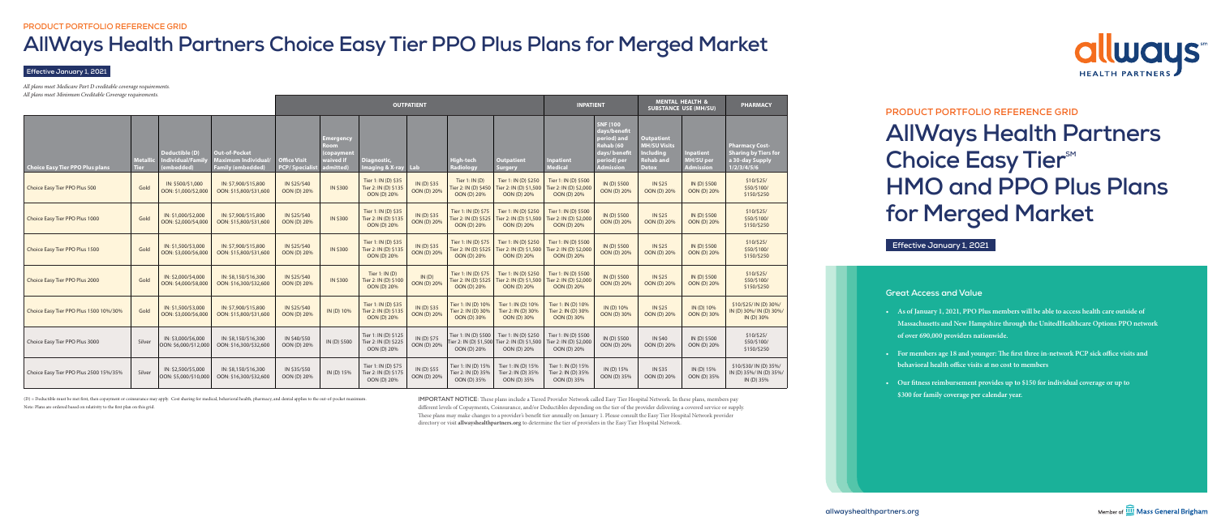PRODUCT PORTFOLIO REFERENCE GRID

# AllWays Health Partners Choice Easy Tier PPO Plus Plans for Merged Market

**Effective January 1, 2021**

*All plans meet Medicare Part D creditable coverage requirements.*
*All plans meet Minimum Creditable Coverage requirements.*

| | | | | OUTPATIENT | | | | | | INPATIENT | | MENTAL HEALTH & SUBSTANCE USE (MH/SU) | | PHARMACY |
|---|---|---|---|---|---|---|---|---|---|---|---|---|---|---|
| Choice Easy Tier PPO Plus plans | Metallic Tier | Deductible (D) Individual/Family (embedded) | Out-of-Pocket Maximum Individual/ Family (embedded) | Office Visit PCP/ Specialist | Emergency Room (copayment waived if admitted) | Diagnostic, Imaging & X-ray | Lab | High-tech Radiology | Outpatient Surgery | Inpatient Medical | SNF (100 days/benefit period) and Rehab (60 days/ benefit period) per Admission | Outpatient MH/SU Visits Including Rehab and Detox | Inpatient MH/SU per Admission | Pharmacy Cost-Sharing by Tiers for a 30-day Supply 1/2/3/4/5/6 |
| Choice Easy Tier PPO Plus 500 | Gold | IN: $500/$1,000 OON: $1,000/$2,000 | IN: $7,900/$15,800 OON: $15,800/$31,600 | IN $25/$40 OON (D) 20% | IN $300 | Tier 1: IN (D) $35 Tier 2: IN (D) $135 OON (D) 20% | IN (D) $35 OON (D) 20% | Tier 1: IN (D) Tier 2: IN (D) $450 OON (D) 20% | Tier 1: IN (D) $250 Tier 2: IN (D) $1,500 OON (D) 20% | Tier 1: IN (D) $500 Tier 2: IN (D) $2,000 OON (D) 20% | IN (D) $500 OON (D) 20% | IN $25 OON (D) 20% | IN (D) $500 OON (D) 20% | $10/$25/ $50/$100/ $150/$250 |
| Choice Easy Tier PPO Plus 1000 | Gold | IN: $1,000/$2,000 OON: $2,000/$4,000 | IN: $7,900/$15,800 OON: $15,800/$31,600 | IN $25/$40 OON (D) 20% | IN $300 | Tier 1: IN (D) $35 Tier 2: IN (D) $135 OON (D) 20% | IN (D) $35 OON (D) 20% | Tier 1: IN (D) $75 Tier 2: IN (D) $525 OON (D) 20% | Tier 1: IN (D) $250 Tier 2: IN (D) $1,500 OON (D) 20% | Tier 1: IN (D) $500 Tier 2: IN (D) $2,000 OON (D) 20% | IN (D) $500 OON (D) 20% | IN $25 OON (D) 20% | IN (D) $500 OON (D) 20% | $10/$25/ $50/$100/ $150/$250 |
| Choice Easy Tier PPO Plus 1500 | Gold | IN: $1,500/$3,000 OON: $3,000/$6,000 | IN: $7,900/$15,800 OON: $15,800/$31,600 | IN $25/$40 OON (D) 20% | IN $300 | Tier 1: IN (D) $35 Tier 2: IN (D) $135 OON (D) 20% | IN (D) $35 OON (D) 20% | Tier 1: IN (D) $75 Tier 2: IN (D) $525 OON (D) 20% | Tier 1: IN (D) $250 Tier 2: IN (D) $1,500 OON (D) 20% | Tier 1: IN (D) $500 Tier 2: IN (D) $2,000 OON (D) 20% | IN (D) $500 OON (D) 20% | IN $25 OON (D) 20% | IN (D) $500 OON (D) 20% | $10/$25/ $50/$100/ $150/$250 |
| Choice Easy Tier PPO Plus 2000 | Gold | IN: $2,000/$4,000 OON: $4,000/$8,000 | IN: $8,150/$16,300 OON: $16,300/$32,600 | IN $25/$40 OON (D) 20% | IN $300 | Tier 1: IN (D) Tier 2: IN (D) $100 OON (D) 20% | IN (D) OON (D) 20% | Tier 1: IN (D) $75 Tier 2: IN (D) $525 OON (D) 20% | Tier 1: IN (D) $250 Tier 2: IN (D) $1,500 OON (D) 20% | Tier 1: IN (D) $500 Tier 2: IN (D) $2,000 OON (D) 20% | IN (D) $500 OON (D) 20% | IN $25 OON (D) 20% | IN (D) $500 OON (D) 20% | $10/$25/ $50/$100/ $150/$250 |
| Choice Easy Tier PPO Plus 1500 10%/30% | Gold | IN: $1,500/$3,000 OON: $3,000/$6,000 | IN: $7,900/$15,800 OON: $15,800/$31,600 | IN $25/$40 OON (D) 20% | IN (D) 10% | Tier 1: IN (D) $35 Tier 2: IN (D) $135 OON (D) 20% | IN (D) $35 OON (D) 20% | Tier 1: IN (D) 10% Tier 2: IN (D) 30% OON (D) 30% | Tier 1: IN (D) 10% Tier 2: IN (D) 30% OON (D) 30% | Tier 1: IN (D) 10% Tier 2: IN (D) 30% OON (D) 30% | IN (D) 10% OON (D) 30% | IN $25 OON (D) 20% | IN (D) 10% OON (D) 30% | $10/$25/ IN (D) 30%/ IN (D) 30%/ IN (D) 30%/ IN (D) 30% |
| Choice Easy Tier PPO Plus 3000 | Silver | IN: $3,000/$6,000 OON: $6,000/$12,000 | IN: $8,150/$16,300 OON: $16,300/$32,600 | IN $40/$50 OON (D) 20% | IN (D) $500 | Tier 1: IN (D) $125 Tier 2: IN (D) $225 OON (D) 20% | IN (D) $75 OON (D) 20% | Tier 1: IN (D) $500 Tier 2: IN (D) $1,500 OON (D) 20% | Tier 1: IN (D) $250 Tier 2: IN (D) $1,500 OON (D) 20% | Tier 1: IN (D) $500 Tier 2: IN (D) $2,000 OON (D) 20% | IN (D) $500 OON (D) 20% | IN $40 OON (D) 20% | IN (D) $500 OON (D) 20% | $10/$25/ $50/$100/ $150/$250 |
| Choice Easy Tier PPO Plus 2500 15%/35% | Silver | IN: $2,500/$5,000 OON: $5,000/$10,000 | IN: $8,150/$16,300 OON: $16,300/$32,600 | IN $35/$50 OON (D) 20% | IN (D) 15% | Tier 1: IN (D) $75 Tier 2: IN (D) $175 OON (D) 20% | IN (D) $55 OON (D) 20% | Tier 1: IN (D) 15% Tier 2: IN (D) 35% OON (D) 35% | Tier 1: IN (D) 15% Tier 2: IN (D) 35% OON (D) 35% | Tier 1: IN (D) 15% Tier 2: IN (D) 35% OON (D) 35% | IN (D) 15% OON (D) 35% | IN $35 OON (D) 20% | IN (D) 15% OON (D) 35% | $10/$30/ IN (D) 35%/ IN (D) 35%/ IN (D) 35%/ IN (D) 35% |

(D) = Deductible must be met first, then copayment or coinsurance may apply. Cost sharing for medical, behavioral health, pharmacy, and dental applies to the out-of-pocket maximum.
Note: Plans are ordered based on relativity to the first plan on this grid.

**IMPORTANT NOTICE:** These plans include a Tiered Provider Network called Easy Tier Hospital Network. In these plans, members pay different levels of Copayments, Coinsurance, and/or Deductibles depending on the tier of the provider delivering a covered service or supply. These plans may make changes to a provider's benefit tier annually on January 1. Please consult the Easy Tier Hospital Network provider directory or visit **allwayshealthpartners.org** to determine the tier of providers in the Easy Tier Hospital Network.

PRODUCT PORTFOLIO REFERENCE GRID

# AllWays Health Partners Choice Easy Tier℠ HMO and PPO Plus Plans for Merged Market

**Effective January 1, 2021**

## Great Access and Value

- **As of January 1, 2021, PPO Plus members will be able to access health care outside of Massachusetts and New Hampshire through the UnitedHealthcare Options PPO network of over 690,000 providers nationwide.**
- **For members age 18 and younger: The first three in-network PCP sick office visits and behavioral health office visits at no cost to members**
- **Our fitness reimbursement provides up to $150 for individual coverage or up to $300 for family coverage per calendar year.**

allwayshealthpartners.org

Member of Mass General Brigham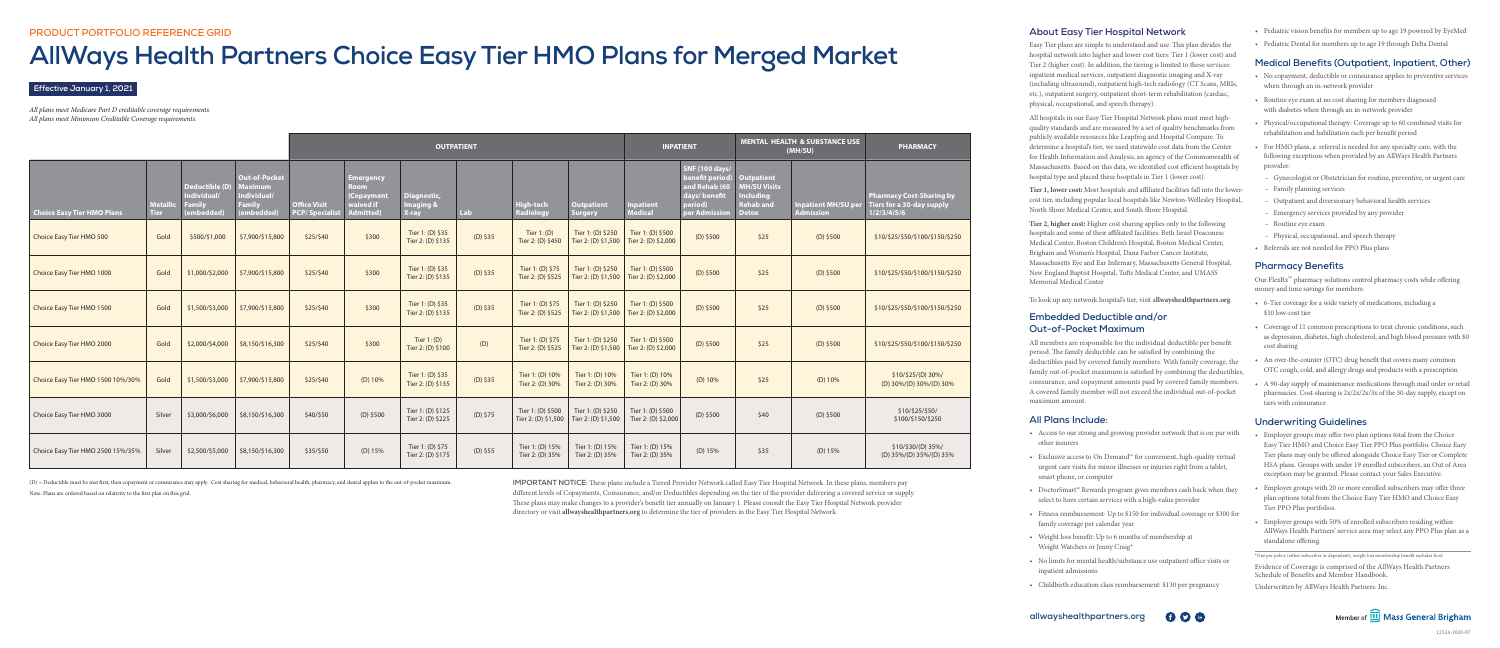PRODUCT PORTFOLIO REFERENCE GRID

# AllWays Health Partners Choice Easy Tier HMO Plans for Merged Market

**Effective January 1, 2021**

*All plans meet Medicare Part D creditable coverage requirements.*
*All plans meet Minimum Creditable Coverage requirements.*

| | | | | OUTPATIENT | | | | | | INPATIENT | | MENTAL HEALTH & SUBSTANCE USE (MH/SU) | | PHARMACY |
|---|---|---|---|---|---|---|---|---|---|---|---|---|---|---|
| **Choice Easy Tier HMO Plans** | **Metallic Tier** | **Deductible (D) Individual/ Family (embedded)** | **Out-of-Pocket Maximum Individual/ Family (embedded)** | **Office Visit PCP/ Specialist** | **Emergency Room (Copayment waived if Admitted)** | **Diagnostic, Imaging & X-ray** | **Lab** | **High-tech Radiology** | **Outpatient Surgery** | **Inpatient Medical** | **SNF (100 days/ benefit period) and Rehab (60 days/ benefit period) per Admission** | **Outpatient MH/SU Visits Including Rehab and Detox** | **Inpatient MH/SU per Admission** | **Pharmacy Cost-Sharing by Tiers for a 30-day supply 1/2/3/4/5/6** |
| Choice Easy Tier HMO 500 | Gold | $500/$1,000 | $7,900/$15,800 | $25/$40 | $300 | Tier 1: (D) $35 Tier 2: (D) $135 | (D) $35 | Tier 1: (D) Tier 2: (D) $450 | Tier 1: (D) $250 Tier 2: (D) $1,500 | Tier 1: (D) $500 Tier 2: (D) $2,000 | (D) $500 | $25 | (D) $500 | $10/$25/$50/$100/$150/$250 |
| Choice Easy Tier HMO 1000 | Gold | $1,000/$2,000 | $7,900/$15,800 | $25/$40 | $300 | Tier 1: (D) $35 Tier 2: (D) $135 | (D) $35 | Tier 1: (D) $75 Tier 2: (D) $525 | Tier 1: (D) $250 Tier 2: (D) $1,500 | Tier 1: (D) $500 Tier 2: (D) $2,000 | (D) $500 | $25 | (D) $500 | $10/$25/$50/$100/$150/$250 |
| Choice Easy Tier HMO 1500 | Gold | $1,500/$3,000 | $7,900/$15,800 | $25/$40 | $300 | Tier 1: (D) $35 Tier 2: (D) $135 | (D) $35 | Tier 1: (D) $75 Tier 2: (D) $525 | Tier 1: (D) $250 Tier 2: (D) $1,500 | Tier 1: (D) $500 Tier 2: (D) $2,000 | (D) $500 | $25 | (D) $500 | $10/$25/$50/$100/$150/$250 |
| Choice Easy Tier HMO 2000 | Gold | $2,000/$4,000 | $8,150/$16,300 | $25/$40 | $300 | Tier 1: (D) Tier 2: (D) $100 | (D) | Tier 1: (D) $75 Tier 2: (D) $525 | Tier 1: (D) $250 Tier 2: (D) $1,500 | Tier 1: (D) $500 Tier 2: (D) $2,000 | (D) $500 | $25 | (D) $500 | $10/$25/$50/$100/$150/$250 |
| Choice Easy Tier HMO 1500 10%/30% | Gold | $1,500/$3,000 | $7,900/$15,800 | $25/$40 | (D) 10% | Tier 1: (D) $35 Tier 2: (D) $135 | (D) $35 | Tier 1: (D) 10% Tier 2: (D) 30% | Tier 1: (D) 10% Tier 2: (D) 30% | Tier 1: (D) 10% Tier 2: (D) 30% | (D) 10% | $25 | (D) 10% | $10/$25/(D) 30%/ (D) 30%/(D) 30%/(D) 30% |
| Choice Easy Tier HMO 3000 | Silver | $3,000/$6,000 | $8,150/$16,300 | $40/$50 | (D) $500 | Tier 1: (D) $125 Tier 2: (D) $225 | (D) $75 | Tier 1: (D) $500 Tier 2: (D) $1,500 | Tier 1: (D) $250 Tier 2: (D) $1,500 | Tier 1: (D) $500 Tier 2: (D) $2,000 | (D) $500 | $40 | (D) $500 | $10/$25/$50/ $100/$150/$250 |
| Choice Easy Tier HMO 2500 15%/35% | Silver | $2,500/$5,000 | $8,150/$16,300 | $35/$50 | (D) 15% | Tier 1: (D) $75 Tier 2: (D) $175 | (D) $55 | Tier 1: (D) 15% Tier 2: (D) 35% | Tier 1: (D) 15% Tier 2: (D) 35% | Tier 1: (D) 15% Tier 2: (D) 35% | (D) 15% | $35 | (D) 15% | $10/$30/(D) 35%/ (D) 35%/(D) 35%/(D) 35% |

(D) = Deductible must be met first, then copayment or coinsurance may apply. Cost sharing for medical, behavioral health, pharmacy, and dental applies to the out-of-pocket maximum.

Note: Plans are ordered based on relativity to the first plan on this grid.

**IMPORTANT NOTICE**: These plans include a Tiered Provider Network called Easy Tier Hospital Network. In these plans, members pay different levels of Copayments, Coinsurance, and/or Deductibles depending on the tier of the provider delivering a covered service or supply. These plans may make changes to a provider's benefit tier annually on January 1. Please consult the Easy Tier Hospital Network provider directory or visit **allwayshealthpartners.org** to determine the tier of providers in the Easy Tier Hospital Network.

## About Easy Tier Hospital Network

Easy Tier plans are simple to understand and use. This plan divides the hospital network into higher and lower cost tiers: Tier 1 (lower cost) and Tier 2 (higher cost). In addition, the tiering is limited to these services: inpatient medical services, outpatient diagnostic imaging and X-ray (including ultrasound), outpatient high-tech radiology (CT Scans, MRIs, etc.), outpatient surgery, outpatient short-term rehabilitation (cardiac, physical, occupational, and speech therapy).

All hospitals in our Easy Tier Hospital Network plans must meet high-quality standards and are measured by a set of quality benchmarks from publicly available resources like Leapfrog and Hospital Compare. To determine a hospital's tier, we used statewide cost data from the Center for Health Information and Analysis, an agency of the Commonwealth of Massachusetts. Based on this data, we identified cost efficient hospitals by hospital type and placed these hospitals in Tier 1 (lower cost).

**Tier 1, lower cost:** Most hospitals and affiliated facilities fall into the lower-cost tier, including popular local hospitals like Newton-Wellesley Hospital, North Shore Medical Center, and South Shore Hospital.

**Tier 2, higher cost:** Higher cost sharing applies only to the following hospitals and some of their affiliated facilities: Beth Israel Deaconess Medical Center, Boston Children's Hospital, Boston Medical Center, Brigham and Women's Hospital, Dana Farber Cancer Institute, Massachusetts Eye and Ear Infirmary, Massachusetts General Hospital, New England Baptist Hospital, Tufts Medical Center, and UMASS Memorial Medical Center

To look up any network hospital's tier, visit **allwayshealthpartners.org**.

## Embedded Deductible and/or Out-of-Pocket Maximum

All members are responsible for the individual deductible per benefit period. The family deductible can be satisfied by combining the deductibles paid by covered family members. With family coverage, the family out-of-pocket maximum is satisfied by combining the deductibles, coinsurance, and copayment amounts paid by covered family members. A covered family member will not exceed the individual out-of-pocket maximum amount.

## All Plans Include:

- Access to our strong and growing provider network that is on par with other insurers
- Exclusive access to On Demand℠ for convenient, high-quality virtual urgent care visits for minor illnesses or injuries right from a tablet, smart phone, or computer
- DoctorSmart℠ Rewards program gives members cash back when they select to have certain services with a high-value provider
- Fitness reimbursement: Up to $150 for individual coverage or $300 for family coverage per calendar year
- Weight loss benefit: Up to 6 months of membership at Weight Watchers or Jenny Craig*
- No limits for mental health/substance use outpatient office visits or inpatient admissions
- Childbirth education class reimbursement: $130 per pregnancy
- Pediatric vision benefits for members up to age 19 powered by EyeMed
- Pediatric Dental for members up to age 19 through Delta Dental

## Medical Benefits (Outpatient, Inpatient, Other)

- No copayment, deductible or coinsurance applies to preventive services when through an in-network provider
- Routine eye exam at no cost sharing for members diagnosed with diabetes when through an in-network provider
- Physical/occupational therapy: Coverage up to 60 combined visits for rehabilitation and habilitation each per benefit period
- For HMO plans, a referral is needed for any specialty care, with the following exceptions when provided by an AllWays Health Partners provider:
  - Gynecologist or Obstetrician for routine, preventive, or urgent care
  - Family planning services
  - Outpatient and diversionary behavioral health services
  - Emergency services provided by any provider
  - Routine eye exam
  - Physical, occupational, and speech therapy
- Referrals are not needed for PPO Plus plans

## Pharmacy Benefits

Our FlexRx℠ pharmacy solutions control pharmacy costs while offering money and time savings for members:

- 6-Tier coverage for a wide variety of medications, including a $10 low-cost tier
- Coverage of 11 common prescriptions to treat chronic conditions, such as depression, diabetes, high cholesterol, and high blood pressure with $0 cost sharing
- An over-the-counter (OTC) drug benefit that covers many common OTC cough, cold, and allergy drugs and products with a prescription
- A 90-day supply of maintenance medications through mail order or retail pharmacies. Cost-sharing is 2x/2x/2x/3x of the 30-day supply, except on tiers with coinsurance

## Underwriting Guidelines

- Employer groups may offer two plan options total from the Choice Easy Tier HMO and Choice Easy Tier PPO Plus portfolio. Choice Easy Tier plans may only be offered alongside Choice Easy Tier or Complete HSA plans. Groups with under 19 enrolled subscribers, an Out of Area exception may be granted. Please contact your Sales Executive.
- Employer groups with 20 or more enrolled subscribers may offer three plan options total from the Choice Easy Tier HMO and Choice Easy Tier PPO Plus portfolios.
- Employer groups with 50% of enrolled subscribers residing within AllWays Health Partners' service area may select any PPO Plus plan as a standalone offering.

*One per policy (either subscriber or dependent); weight loss membership benefit excludes food.

Evidence of Coverage is comprised of the AllWays Health Partners Schedule of Benefits and Member Handbook.

Underwritten by AllWays Health Partners, Inc.

allwayshealthpartners.org

Member of Mass General Brigham

12524-1020-07